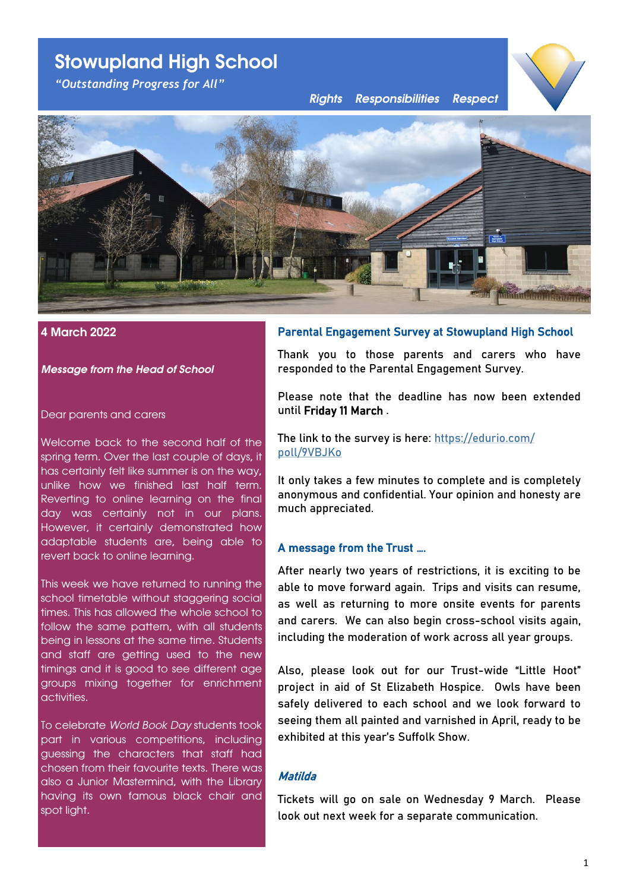# Stowupland High School

*"Outstanding Progress for All"*

*Rights Responsibilities Respect*

**4 March 2022**

***Message from the Head of School***

Dear parents and carers

Welcome back to the second half of the spring term. Over the last couple of days, it has certainly felt like summer is on the way, unlike how we finished last half term. Reverting to online learning on the final day was certainly not in our plans. However, it certainly demonstrated how adaptable students are, being able to revert back to online learning.

This week we have returned to running the school timetable without staggering social times. This has allowed the whole school to follow the same pattern, with all students being in lessons at the same time. Students and staff are getting used to the new timings and it is good to see different age groups mixing together for enrichment activities.

To celebrate *World Book Day* students took part in various competitions, including guessing the characters that staff had chosen from their favourite texts. There was also a Junior Mastermind, with the Library having its own famous black chair and spot light.

## Parental Engagement Survey at Stowupland High School

Thank you to those parents and carers who have responded to the Parental Engagement Survey.

Please note that the deadline has now been extended until **Friday 11 March** .

The link to the survey is here: https://edurio.com/poll/9VBJKo

It only takes a few minutes to complete and is completely anonymous and confidential. Your opinion and honesty are much appreciated.

## A message from the Trust ….

After nearly two years of restrictions, it is exciting to be able to move forward again. Trips and visits can resume, as well as returning to more onsite events for parents and carers. We can also begin cross-school visits again, including the moderation of work across all year groups.

Also, please look out for our Trust-wide "Little Hoot" project in aid of St Elizabeth Hospice. Owls have been safely delivered to each school and we look forward to seeing them all painted and varnished in April, ready to be exhibited at this year's Suffolk Show.

## *Matilda*

Tickets will go on sale on Wednesday 9 March. Please look out next week for a separate communication.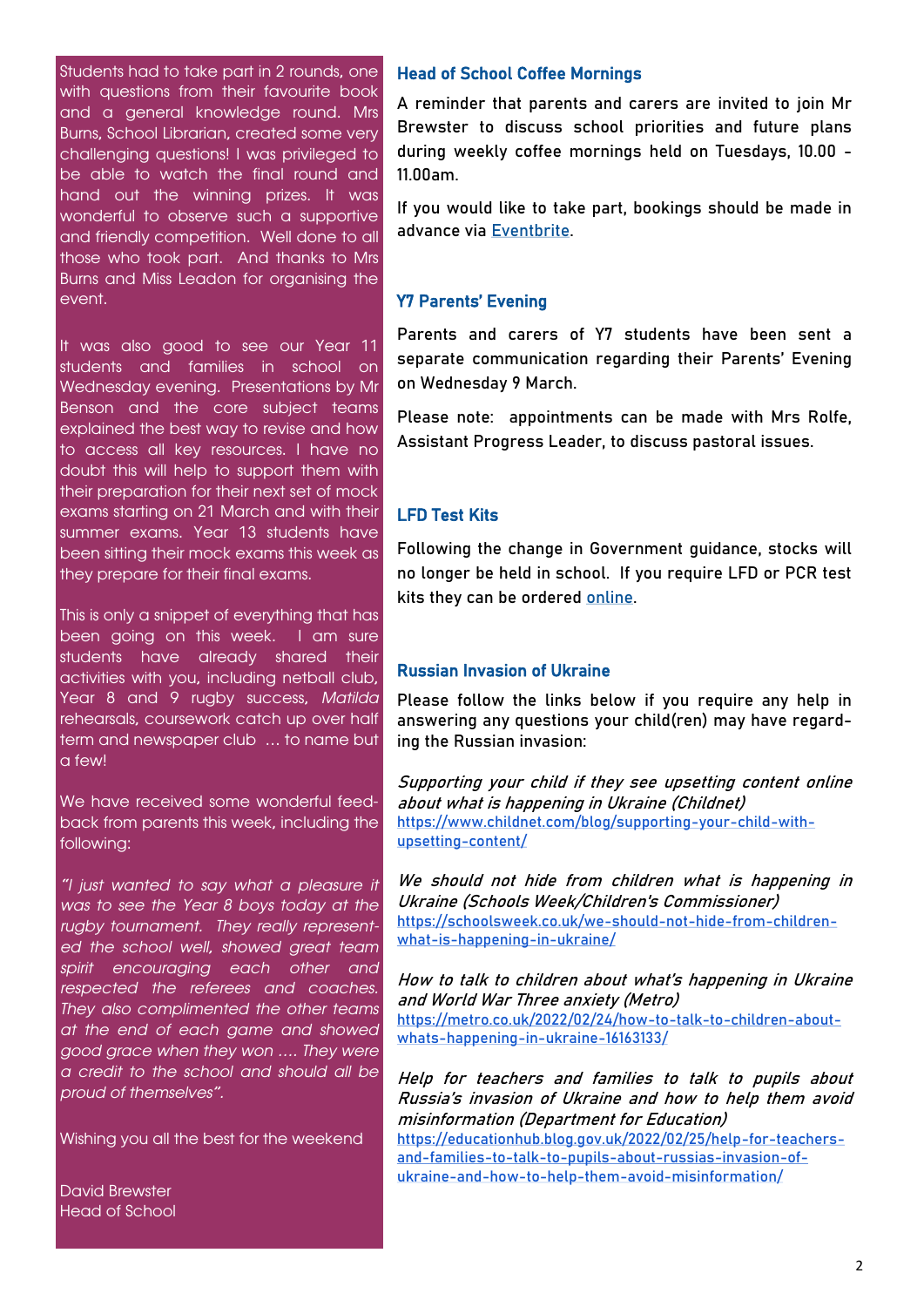Students had to take part in 2 rounds, one with questions from their favourite book and a general knowledge round. Mrs Burns, School Librarian, created some very challenging questions! I was privileged to be able to watch the final round and hand out the winning prizes. It was wonderful to observe such a supportive and friendly competition. Well done to all those who took part. And thanks to Mrs Burns and Miss Leadon for organising the event.

It was also good to see our Year 11 students and families in school on Wednesday evening. Presentations by Mr Benson and the core subject teams explained the best way to revise and how to access all key resources. I have no doubt this will help to support them with their preparation for their next set of mock exams starting on 21 March and with their summer exams. Year 13 students have been sitting their mock exams this week as they prepare for their final exams.

This is only a snippet of everything that has been going on this week. I am sure students have already shared their activities with you, including netball club, Year 8 and 9 rugby success, *Matilda* rehearsals, coursework catch up over half term and newspaper club … to name but a few!

We have received some wonderful feedback from parents this week, including the following:

*"I just wanted to say what a pleasure it was to see the Year 8 boys today at the rugby tournament. They really represented the school well, showed great team spirit encouraging each other and respected the referees and coaches. They also complimented the other teams at the end of each game and showed good grace when they won …. They were a credit to the school and should all be proud of themselves".*

Wishing you all the best for the weekend

David Brewster
Head of School

## Head of School Coffee Mornings

A reminder that parents and carers are invited to join Mr Brewster to discuss school priorities and future plans during weekly coffee mornings held on Tuesdays, 10.00 - 11.00am.

If you would like to take part, bookings should be made in advance via Eventbrite.

## Y7 Parents' Evening

Parents and carers of Y7 students have been sent a separate communication regarding their Parents' Evening on Wednesday 9 March.

Please note: appointments can be made with Mrs Rolfe, Assistant Progress Leader, to discuss pastoral issues.

## LFD Test Kits

Following the change in Government guidance, stocks will no longer be held in school. If you require LFD or PCR test kits they can be ordered online.

## Russian Invasion of Ukraine

Please follow the links below if you require any help in answering any questions your child(ren) may have regarding the Russian invasion:

*Supporting your child if they see upsetting content online about what is happening in Ukraine (Childnet)*
https://www.childnet.com/blog/supporting-your-child-with-upsetting-content/

*We should not hide from children what is happening in Ukraine (Schools Week/Children's Commissioner)*
https://schoolsweek.co.uk/we-should-not-hide-from-children-what-is-happening-in-ukraine/

*How to talk to children about what's happening in Ukraine and World War Three anxiety (Metro)*
https://metro.co.uk/2022/02/24/how-to-talk-to-children-about-whats-happening-in-ukraine-16163133/

*Help for teachers and families to talk to pupils about Russia's invasion of Ukraine and how to help them avoid misinformation (Department for Education)*
https://educationhub.blog.gov.uk/2022/02/25/help-for-teachers-and-families-to-talk-to-pupils-about-russias-invasion-of-ukraine-and-how-to-help-them-avoid-misinformation/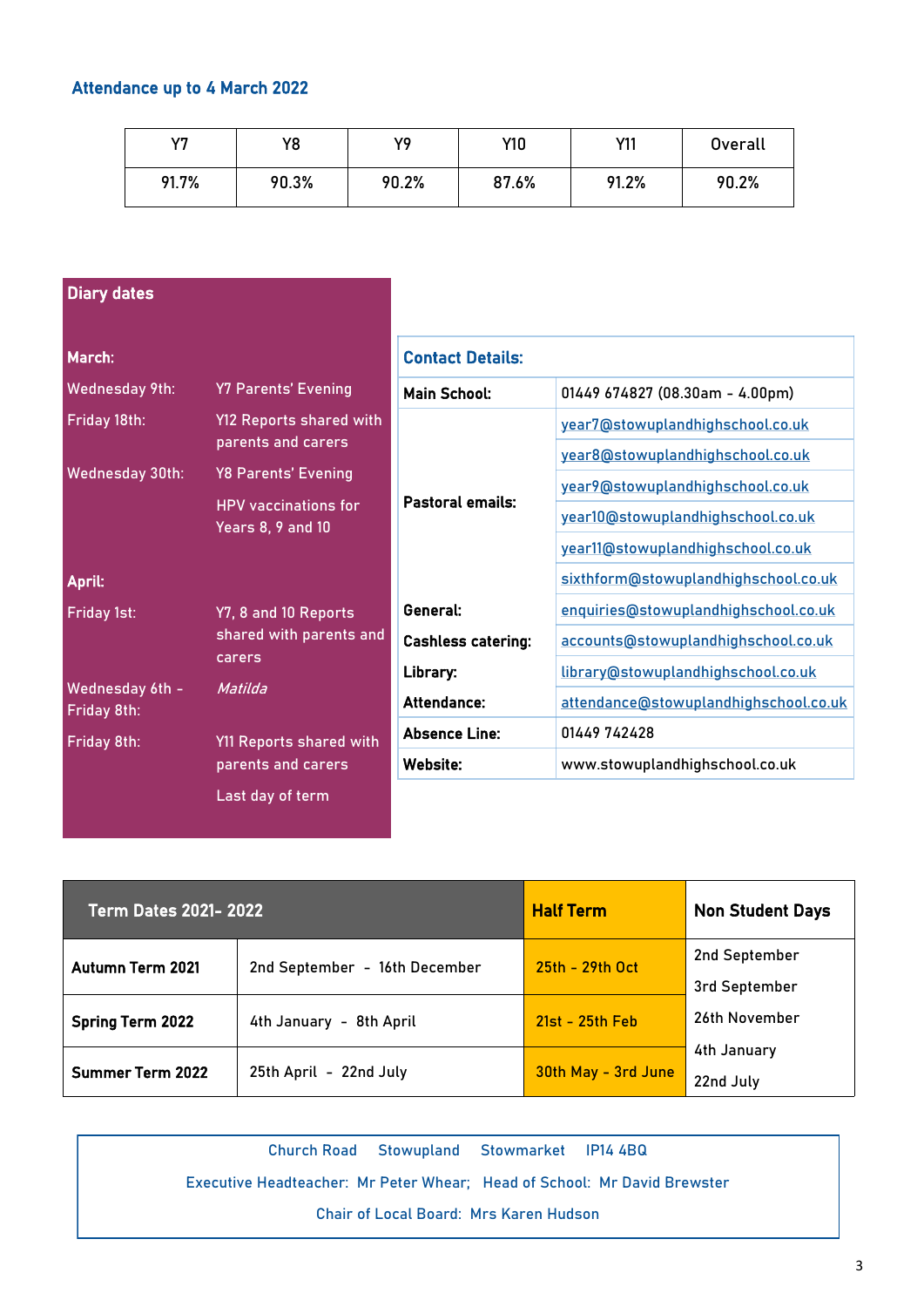## Attendance up to 4 March 2022

| Y7 | Y8 | Y9 | Y10 | Y11 | Overall |
|---|---|---|---|---|---|
| 91.7% | 90.3% | 90.2% | 87.6% | 91.2% | 90.2% |

## Diary dates

**March:**

| | |
|---|---|
| Wednesday 9th: | Y7 Parents' Evening |
| Friday 18th: | Y12 Reports shared with parents and carers |
| Wednesday 30th: | Y8 Parents' Evening |
| | HPV vaccinations for Years 8, 9 and 10 |

**April:**

| | |
|---|---|
| Friday 1st: | Y7, 8 and 10 Reports shared with parents and carers |
| Wednesday 6th - Friday 8th: | *Matilda* |
| Friday 8th: | Y11 Reports shared with parents and carers |
| | Last day of term |

## Contact Details:

| | |
|---|---|
| **Main School:** | 01449 674827 (08.30am - 4.00pm) |
| **Pastoral emails:** | year7@stowuplandhighschool.co.uk |
| | year8@stowuplandhighschool.co.uk |
| | year9@stowuplandhighschool.co.uk |
| | year10@stowuplandhighschool.co.uk |
| | year11@stowuplandhighschool.co.uk |
| | sixthform@stowuplandhighschool.co.uk |
| **General:** | enquiries@stowuplandhighschool.co.uk |
| **Cashless catering:** | accounts@stowuplandhighschool.co.uk |
| **Library:** | library@stowuplandhighschool.co.uk |
| **Attendance:** | attendance@stowuplandhighschool.co.uk |
| **Absence Line:** | 01449 742428 |
| **Website:** | www.stowuplandhighschool.co.uk |

| Term Dates 2021- 2022 | | Half Term | Non Student Days |
|---|---|---|---|
| **Autumn Term 2021** | 2nd September - 16th December | 25th - 29th Oct | 2nd September<br>3rd September |
| **Spring Term 2022** | 4th January - 8th April | 21st - 25th Feb | 26th November<br>4th January |
| **Summer Term 2022** | 25th April - 22nd July | 30th May - 3rd June | 22nd July |

Church Road Stowupland Stowmarket IP14 4BQ

Executive Headteacher: Mr Peter Whear; Head of School: Mr David Brewster

Chair of Local Board: Mrs Karen Hudson